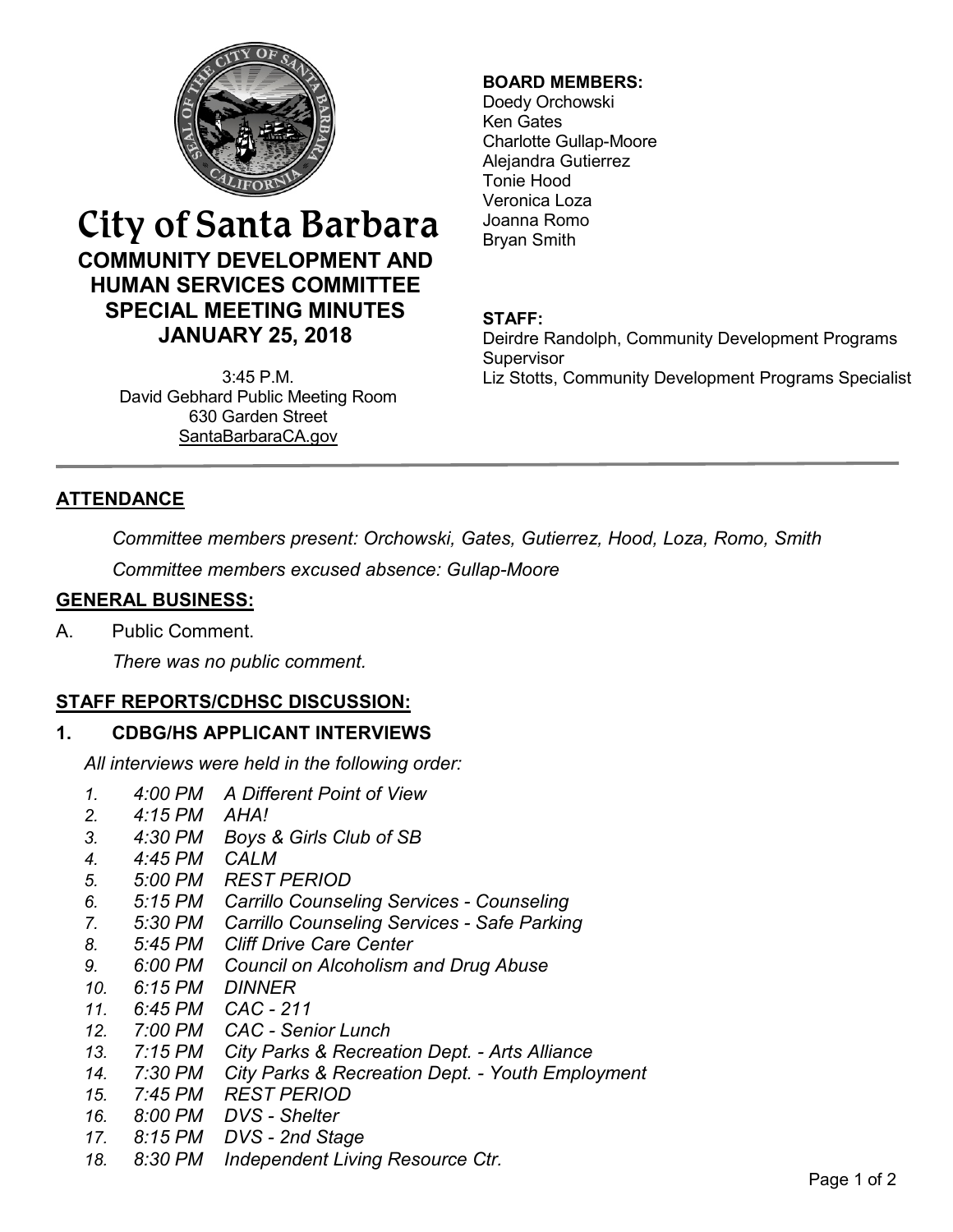# City of Santa Barbara

## COMMUNITY DEVELOPMENT AND HUMAN SERVICES COMMITTEE SPECIAL MEETING MINUTES

## JANUARY 25, 2018

3:45 P.M.
David Gebhard Public Meeting Room
630 Garden Street
SantaBarbaraCA.gov

**BOARD MEMBERS:**
Doedy Orchowski
Ken Gates
Charlotte Gullap-Moore
Alejandra Gutierrez
Tonie Hood
Veronica Loza
Joanna Romo
Bryan Smith

**STAFF:**
Deirdre Randolph, Community Development Programs Supervisor
Liz Stotts, Community Development Programs Specialist

---

## ATTENDANCE

*Committee members present: Orchowski, Gates, Gutierrez, Hood, Loza, Romo, Smith*

*Committee members excused absence: Gullap-Moore*

## GENERAL BUSINESS:

A. Public Comment.

*There was no public comment.*

## STAFF REPORTS/CDHSC DISCUSSION:

### 1. CDBG/HS APPLICANT INTERVIEWS

*All interviews were held in the following order:*

1. *4:00 PM A Different Point of View*
2. *4:15 PM AHA!*
3. *4:30 PM Boys & Girls Club of SB*
4. *4:45 PM CALM*
5. *5:00 PM REST PERIOD*
6. *5:15 PM Carrillo Counseling Services - Counseling*
7. *5:30 PM Carrillo Counseling Services - Safe Parking*
8. *5:45 PM Cliff Drive Care Center*
9. *6:00 PM Council on Alcoholism and Drug Abuse*
10. *6:15 PM DINNER*
11. *6:45 PM CAC - 211*
12. *7:00 PM CAC - Senior Lunch*
13. *7:15 PM City Parks & Recreation Dept. - Arts Alliance*
14. *7:30 PM City Parks & Recreation Dept. - Youth Employment*
15. *7:45 PM REST PERIOD*
16. *8:00 PM DVS - Shelter*
17. *8:15 PM DVS - 2nd Stage*
18. *8:30 PM Independent Living Resource Ctr.*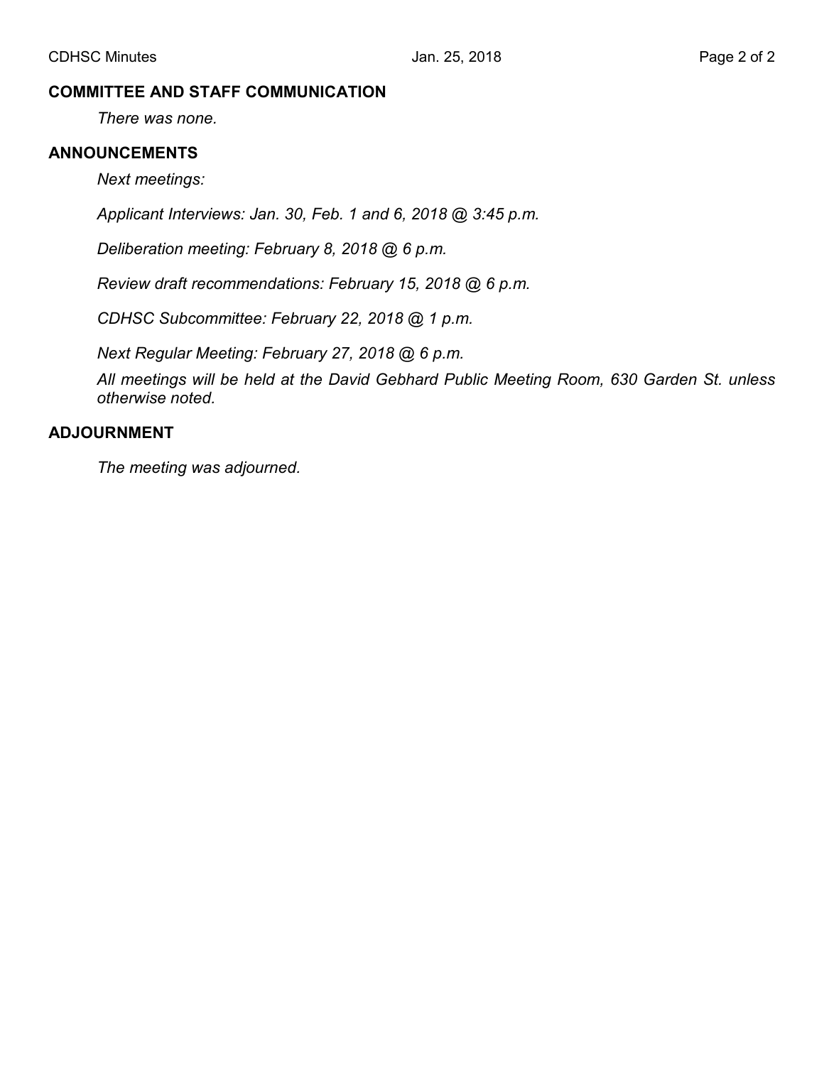## COMMITTEE AND STAFF COMMUNICATION

*There was none.*

## ANNOUNCEMENTS

*Next meetings:*

*Applicant Interviews: Jan. 30, Feb. 1 and 6, 2018 @ 3:45 p.m.*

*Deliberation meeting: February 8, 2018 @ 6 p.m.*

*Review draft recommendations: February 15, 2018 @ 6 p.m.*

*CDHSC Subcommittee: February 22, 2018 @ 1 p.m.*

*Next Regular Meeting: February 27, 2018 @ 6 p.m.*

*All meetings will be held at the David Gebhard Public Meeting Room, 630 Garden St. unless otherwise noted.*

## ADJOURNMENT

*The meeting was adjourned.*